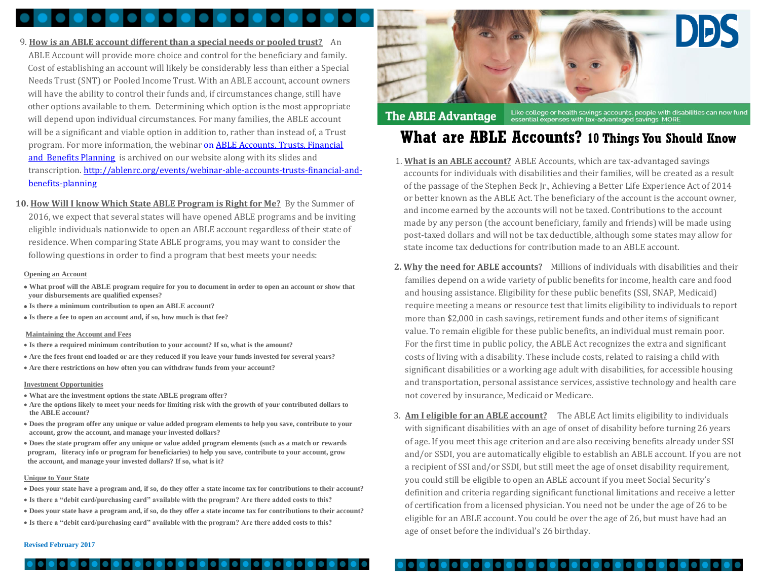## The ABLE Advantage

Like college or health savings accounts, people with disabilities can now fund essential expenses with tax-advantaged savings MORE

# What are ABLE Accounts? 10 Things You Should Know

1. **What is an ABLE account?** ABLE Accounts, which are tax-advantaged savings accounts for individuals with disabilities and their families, will be created as a result of the passage of the Stephen Beck Jr., Achieving a Better Life Experience Act of 2014 or better known as the ABLE Act. The beneficiary of the account is the account owner, and income earned by the accounts will not be taxed. Contributions to the account made by any person (the account beneficiary, family and friends) will be made using post-taxed dollars and will not be tax deductible, although some states may allow for state income tax deductions for contribution made to an ABLE account.

2. **Why the need for ABLE accounts?** Millions of individuals with disabilities and their families depend on a wide variety of public benefits for income, health care and food and housing assistance. Eligibility for these public benefits (SSI, SNAP, Medicaid) require meeting a means or resource test that limits eligibility to individuals to report more than $2,000 in cash savings, retirement funds and other items of significant value. To remain eligible for these public benefits, an individual must remain poor. For the first time in public policy, the ABLE Act recognizes the extra and significant costs of living with a disability. These include costs, related to raising a child with significant disabilities or a working age adult with disabilities, for accessible housing and transportation, personal assistance services, assistive technology and health care not covered by insurance, Medicaid or Medicare.

3. **Am I eligible for an ABLE account?** The ABLE Act limits eligibility to individuals with significant disabilities with an age of onset of disability before turning 26 years of age. If you meet this age criterion and are also receiving benefits already under SSI and/or SSDI, you are automatically eligible to establish an ABLE account. If you are not a recipient of SSI and/or SSDI, but still meet the age of onset disability requirement, you could still be eligible to open an ABLE account if you meet Social Security's definition and criteria regarding significant functional limitations and receive a letter of certification from a licensed physician. You need not be under the age of 26 to be eligible for an ABLE account. You could be over the age of 26, but must have had an age of onset before the individual's 26 birthday.

9. **How is an ABLE account different than a special needs or pooled trust?** An ABLE Account will provide more choice and control for the beneficiary and family. Cost of establishing an account will likely be considerably less than either a Special Needs Trust (SNT) or Pooled Income Trust. With an ABLE account, account owners will have the ability to control their funds and, if circumstances change, still have other options available to them. Determining which option is the most appropriate will depend upon individual circumstances. For many families, the ABLE account will be a significant and viable option in addition to, rather than instead of, a Trust program. For more information, the webinar on ABLE Accounts, Trusts, Financial and Benefits Planning is archived on our website along with its slides and transcription. http://ablenrc.org/events/webinar-able-accounts-trusts-financial-and-benefits-planning

10. **How Will I know Which State ABLE Program is Right for Me?** By the Summer of 2016, we expect that several states will have opened ABLE programs and be inviting eligible individuals nationwide to open an ABLE account regardless of their state of residence. When comparing State ABLE programs, you may want to consider the following questions in order to find a program that best meets your needs:

**Opening an Account**

- What proof will the ABLE program require for you to document in order to open an account or show that your disbursements are qualified expenses?
- Is there a minimum contribution to open an ABLE account?
- Is there a fee to open an account and, if so, how much is that fee?

**Maintaining the Account and Fees**

- Is there a required minimum contribution to your account? If so, what is the amount?
- Are the fees front end loaded or are they reduced if you leave your funds invested for several years?
- Are there restrictions on how often you can withdraw funds from your account?

**Investment Opportunities**

- What are the investment options the state ABLE program offer?
- Are the options likely to meet your needs for limiting risk with the growth of your contributed dollars to the ABLE account?
- Does the program offer any unique or value added program elements to help you save, contribute to your account, grow the account, and manage your invested dollars?
- Does the state program offer any unique or value added program elements (such as a match or rewards program, literacy info or program for beneficiaries) to help you save, contribute to your account, grow the account, and manage your invested dollars? If so, what is it?

**Unique to Your State**

- Does your state have a program and, if so, do they offer a state income tax for contributions to their account?
- Is there a "debit card/purchasing card" available with the program? Are there added costs to this?
- Does your state have a program and, if so, do they offer a state income tax for contributions to their account?
- Is there a "debit card/purchasing card" available with the program? Are there added costs to this?

Revised February 2017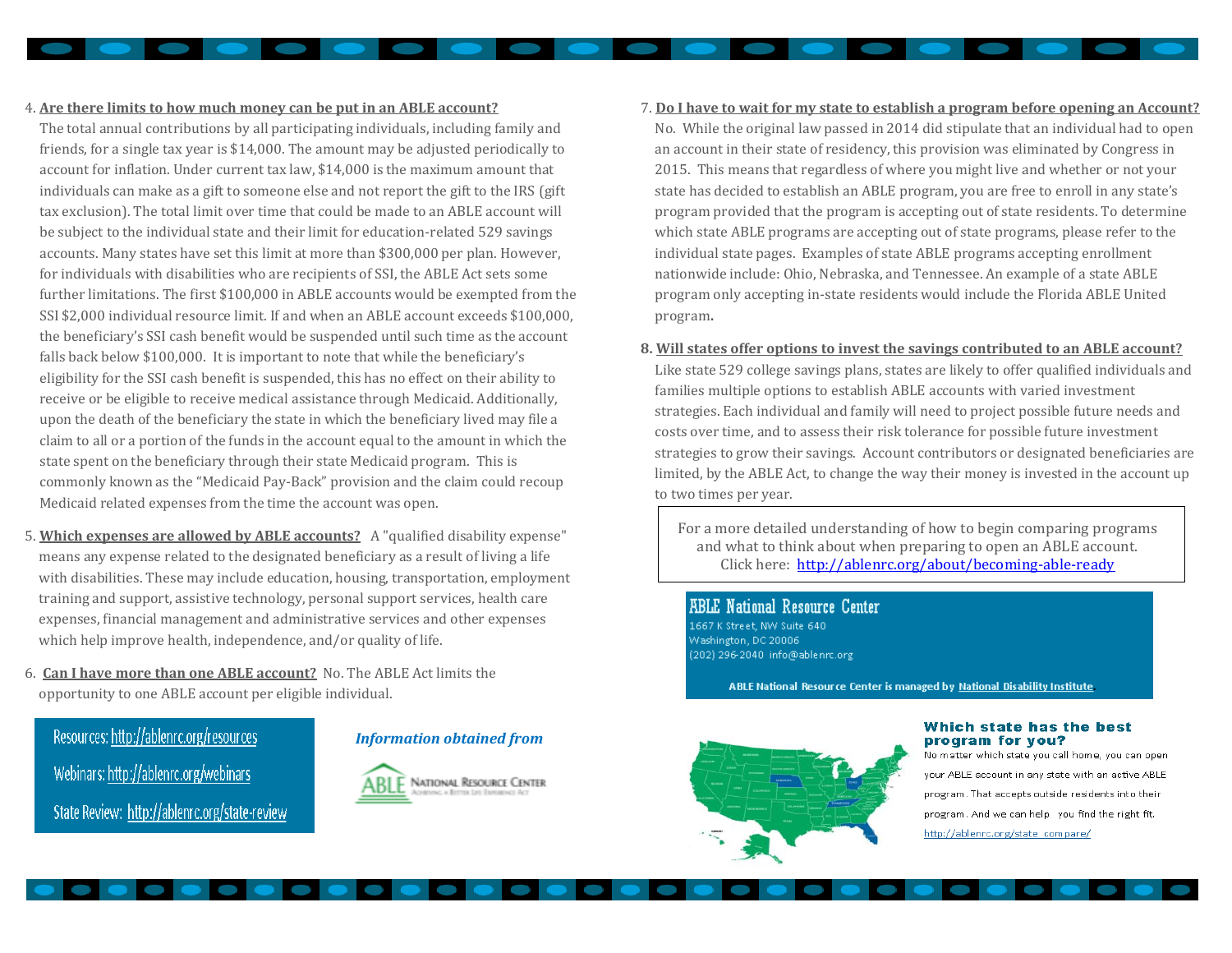4. **Are there limits to how much money can be put in an ABLE account?**
The total annual contributions by all participating individuals, including family and friends, for a single tax year is $14,000. The amount may be adjusted periodically to account for inflation. Under current tax law, $14,000 is the maximum amount that individuals can make as a gift to someone else and not report the gift to the IRS (gift tax exclusion). The total limit over time that could be made to an ABLE account will be subject to the individual state and their limit for education-related 529 savings accounts. Many states have set this limit at more than $300,000 per plan. However, for individuals with disabilities who are recipients of SSI, the ABLE Act sets some further limitations. The first $100,000 in ABLE accounts would be exempted from the SSI $2,000 individual resource limit. If and when an ABLE account exceeds $100,000, the beneficiary's SSI cash benefit would be suspended until such time as the account falls back below $100,000. It is important to note that while the beneficiary's eligibility for the SSI cash benefit is suspended, this has no effect on their ability to receive or be eligible to receive medical assistance through Medicaid. Additionally, upon the death of the beneficiary the state in which the beneficiary lived may file a claim to all or a portion of the funds in the account equal to the amount in which the state spent on the beneficiary through their state Medicaid program. This is commonly known as the "Medicaid Pay-Back" provision and the claim could recoup Medicaid related expenses from the time the account was open.

5. **Which expenses are allowed by ABLE accounts?** A "qualified disability expense" means any expense related to the designated beneficiary as a result of living a life with disabilities. These may include education, housing, transportation, employment training and support, assistive technology, personal support services, health care expenses, financial management and administrative services and other expenses which help improve health, independence, and/or quality of life.

6. **Can I have more than one ABLE account?** No. The ABLE Act limits the opportunity to one ABLE account per eligible individual.

Resources: http://ablenrc.org/resources

Webinars: http://ablenrc.org/webinars

State Review: http://ablenrc.org/state-review

*Information obtained from*

ABLE National Resource Center — Achieving a Better Life Experience Act

7. **Do I have to wait for my state to establish a program before opening an Account?**
No. While the original law passed in 2014 did stipulate that an individual had to open an account in their state of residency, this provision was eliminated by Congress in 2015. This means that regardless of where you might live and whether or not your state has decided to establish an ABLE program, you are free to enroll in any state's program provided that the program is accepting out of state residents. To determine which state ABLE programs are accepting out of state programs, please refer to the individual state pages. Examples of state ABLE programs accepting enrollment nationwide include: Ohio, Nebraska, and Tennessee. An example of a state ABLE program only accepting in-state residents would include the Florida ABLE United program.

8. **Will states offer options to invest the savings contributed to an ABLE account?**
Like state 529 college savings plans, states are likely to offer qualified individuals and families multiple options to establish ABLE accounts with varied investment strategies. Each individual and family will need to project possible future needs and costs over time, and to assess their risk tolerance for possible future investment strategies to grow their savings. Account contributors or designated beneficiaries are limited, by the ABLE Act, to change the way their money is invested in the account up to two times per year.

For a more detailed understanding of how to begin comparing programs and what to think about when preparing to open an ABLE account.
Click here: http://ablenrc.org/about/becoming-able-ready

**ABLE National Resource Center**
1667 K Street, NW Suite 640
Washington, DC 20006
(202) 296-2040 info@ablenrc.org

ABLE National Resource Center is managed by National Disability Institute.

**Which state has the best program for you?**
No matter which state you call home, you can open your ABLE account in any state with an active ABLE program. That accepts outside residents into their program. And we can help you find the right fit.
http://ablenrc.org/state_compare/